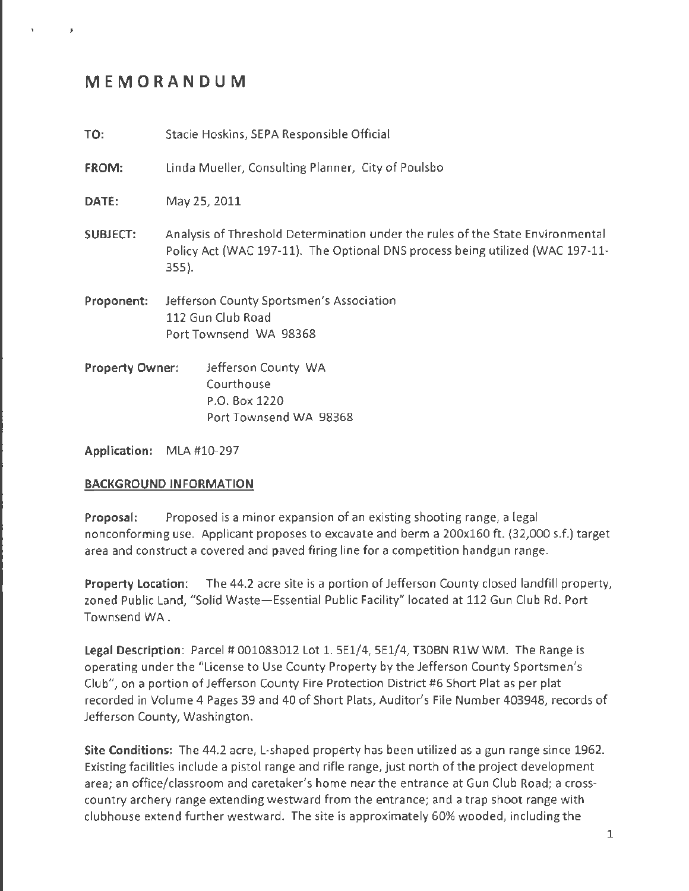# MEMORANDUM

**TO:** Stacie Hoskins, SEPA Responsible Official

**FROM:** Linda Mueller, Consulting Planner, City of Poulsbo

**DATE:** May 25, 2011

**SUBJECT:** Analysis of Threshold Determination under the rules of the State Environmental Policy Act (WAC 197-11). The Optional DNS process being utilized (WAC 197-11-355).

**Proponent:** Jefferson County Sportsmen's Association
112 Gun Club Road
Port Townsend WA 98368

**Property Owner:** Jefferson County WA
Courthouse
P.O. Box 1220
Port Townsend WA 98368

**Application:** MLA #10-297

**BACKGROUND INFORMATION**

**Proposal:** Proposed is a minor expansion of an existing shooting range, a legal nonconforming use. Applicant proposes to excavate and berm a 200x160 ft. (32,000 s.f.) target area and construct a covered and paved firing line for a competition handgun range.

**Property Location:** The 44.2 acre site is a portion of Jefferson County closed landfill property, zoned Public Land, "Solid Waste—Essential Public Facility" located at 112 Gun Club Rd. Port Townsend WA .

**Legal Description**: Parcel # 001083012 Lot 1. SE1/4, SE1/4, T30BN R1W WM. The Range is operating under the "License to Use County Property by the Jefferson County Sportsmen's Club", on a portion of Jefferson County Fire Protection District #6 Short Plat as per plat recorded in Volume 4 Pages 39 and 40 of Short Plats, Auditor's File Number 403948, records of Jefferson County, Washington.

**Site Conditions:** The 44.2 acre, L-shaped property has been utilized as a gun range since 1962. Existing facilities include a pistol range and rifle range, just north of the project development area; an office/classroom and caretaker's home near the entrance at Gun Club Road; a cross-country archery range extending westward from the entrance; and a trap shoot range with clubhouse extend further westward. The site is approximately 60% wooded, including the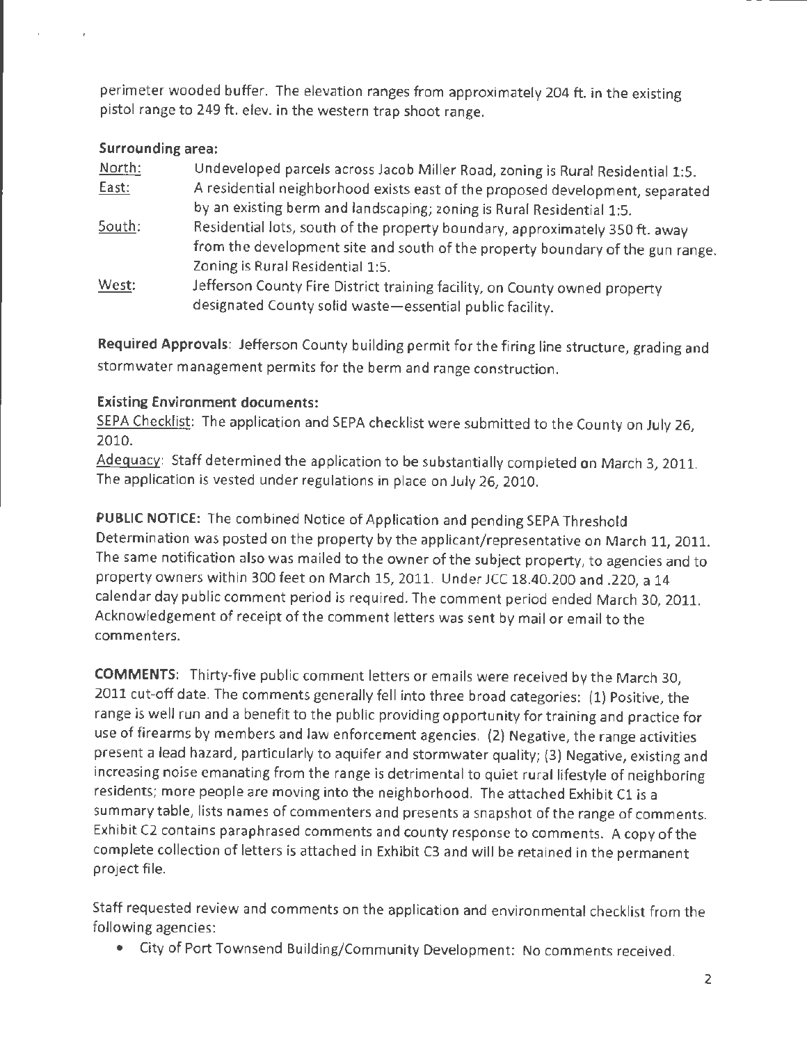perimeter wooded buffer. The elevation ranges from approximately 204 ft. in the existing pistol range to 249 ft. elev. in the western trap shoot range.

**Surrounding area:**

<u>North:</u> Undeveloped parcels across Jacob Miller Road, zoning is Rural Residential 1:5.

<u>East:</u> A residential neighborhood exists east of the proposed development, separated by an existing berm and landscaping; zoning is Rural Residential 1:5.

<u>South:</u> Residential lots, south of the property boundary, approximately 350 ft. away from the development site and south of the property boundary of the gun range. Zoning is Rural Residential 1:5.

<u>West:</u> Jefferson County Fire District training facility, on County owned property designated County solid waste—essential public facility.

**Required Approvals**: Jefferson County building permit for the firing line structure, grading and stormwater management permits for the berm and range construction.

**Existing Environment documents:**

<u>SEPA Checklist</u>: The application and SEPA checklist were submitted to the County on July 26, 2010.

<u>Adequacy</u>: Staff determined the application to be substantially completed on March 3, 2011. The application is vested under regulations in place on July 26, 2010.

**PUBLIC NOTICE:** The combined Notice of Application and pending SEPA Threshold Determination was posted on the property by the applicant/representative on March 11, 2011. The same notification also was mailed to the owner of the subject property, to agencies and to property owners within 300 feet on March 15, 2011. Under JCC 18.40.200 and .220, a 14 calendar day public comment period is required. The comment period ended March 30, 2011. Acknowledgement of receipt of the comment letters was sent by mail or email to the commenters.

**COMMENTS**: Thirty-five public comment letters or emails were received by the March 30, 2011 cut-off date. The comments generally fell into three broad categories: (1) Positive, the range is well run and a benefit to the public providing opportunity for training and practice for use of firearms by members and law enforcement agencies. (2) Negative, the range activities present a lead hazard, particularly to aquifer and stormwater quality; (3) Negative, existing and increasing noise emanating from the range is detrimental to quiet rural lifestyle of neighboring residents; more people are moving into the neighborhood. The attached Exhibit C1 is a summary table, lists names of commenters and presents a snapshot of the range of comments. Exhibit C2 contains paraphrased comments and county response to comments. A copy of the complete collection of letters is attached in Exhibit C3 and will be retained in the permanent project file.

Staff requested review and comments on the application and environmental checklist from the following agencies:

- City of Port Townsend Building/Community Development: No comments received.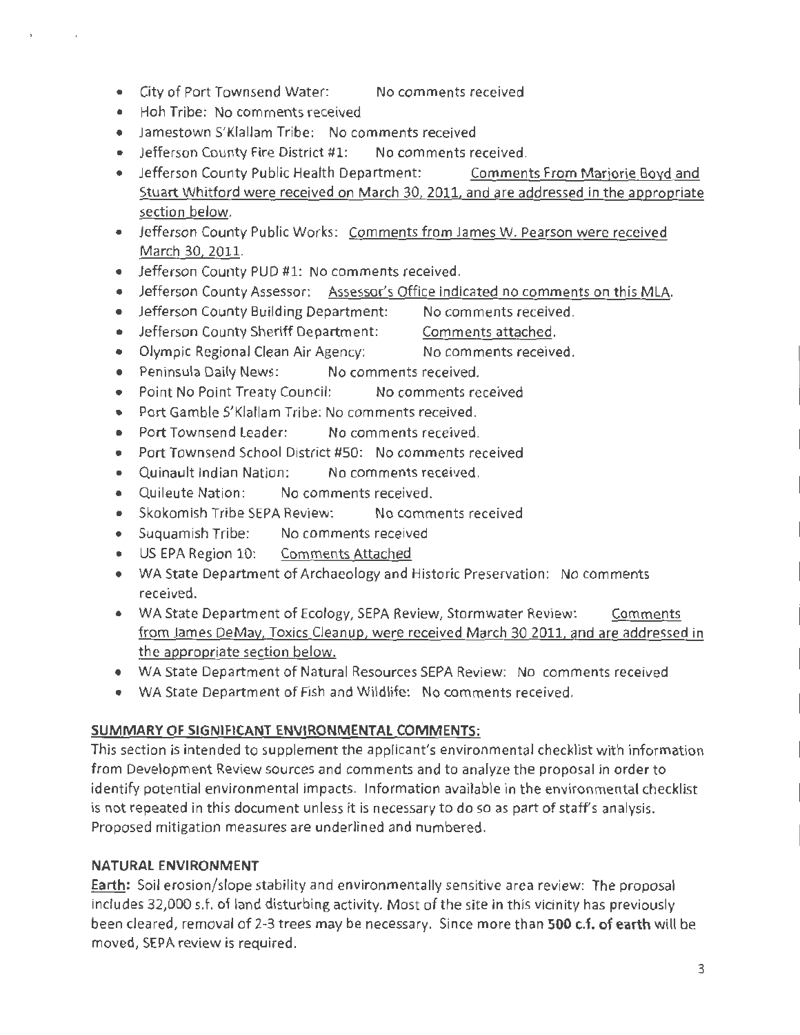- City of Port Townsend Water: No comments received
- Hoh Tribe: No comments received
- Jamestown S'Klallam Tribe: No comments received
- Jefferson County Fire District #1: No comments received.
- Jefferson County Public Health Department: <u>Comments From Marjorie Boyd and Stuart Whitford were received on March 30, 2011, and are addressed in the appropriate section below.</u>
- Jefferson County Public Works: <u>Comments from James W. Pearson were received March 30, 2011.</u>
- Jefferson County PUD #1: No comments received.
- Jefferson County Assessor: <u>Assessor's Office indicated no comments on this MLA.</u>
- Jefferson County Building Department: No comments received.
- Jefferson County Sheriff Department: <u>Comments attached.</u>
- Olympic Regional Clean Air Agency: No comments received.
- Peninsula Daily News: No comments received.
- Point No Point Treaty Council: No comments received
- Port Gamble S'Klallam Tribe: No comments received.
- Port Townsend Leader: No comments received.
- Port Townsend School District #50: No comments received
- Quinault Indian Nation: No comments received.
- Quileute Nation: No comments received.
- Skokomish Tribe SEPA Review: No comments received
- Suquamish Tribe: No comments received
- US EPA Region 10: <u>Comments Attached</u>
- WA State Department of Archaeology and Historic Preservation: No comments received.
- WA State Department of Ecology, SEPA Review, Stormwater Review: <u>Comments from James DeMay, Toxics Cleanup, were received March 30 2011, and are addressed in the appropriate section below.</u>
- WA State Department of Natural Resources SEPA Review: No comments received
- WA State Department of Fish and Wildlife: No comments received.

**<u>SUMMARY OF SIGNIFICANT ENVIRONMENTAL COMMENTS:</u>**

This section is intended to supplement the applicant's environmental checklist with information from Development Review sources and comments and to analyze the proposal in order to identify potential environmental impacts. Information available in the environmental checklist is not repeated in this document unless it is necessary to do so as part of staff's analysis. Proposed mitigation measures are underlined and numbered.

**NATURAL ENVIRONMENT**

**<u>Earth:</u>** Soil erosion/slope stability and environmentally sensitive area review: The proposal includes 32,000 s.f. of land disturbing activity. Most of the site in this vicinity has previously been cleared, removal of 2-3 trees may be necessary. Since more than **500 c.f. of earth** will be moved, SEPA review is required.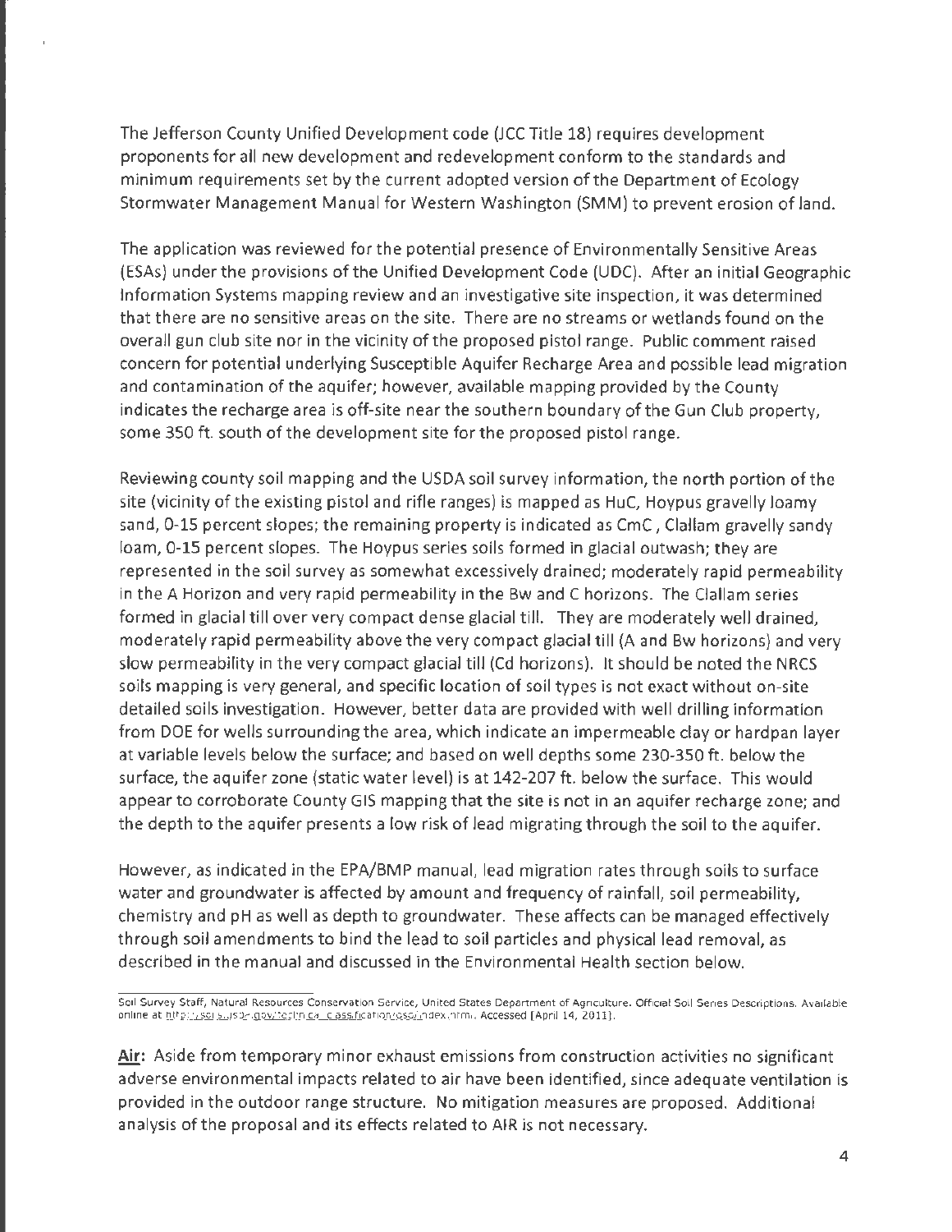The Jefferson County Unified Development code (JCC Title 18) requires development proponents for all new development and redevelopment conform to the standards and minimum requirements set by the current adopted version of the Department of Ecology Stormwater Management Manual for Western Washington (SMM) to prevent erosion of land.

The application was reviewed for the potential presence of Environmentally Sensitive Areas (ESAs) under the provisions of the Unified Development Code (UDC). After an initial Geographic Information Systems mapping review and an investigative site inspection, it was determined that there are no sensitive areas on the site. There are no streams or wetlands found on the overall gun club site nor in the vicinity of the proposed pistol range. Public comment raised concern for potential underlying Susceptible Aquifer Recharge Area and possible lead migration and contamination of the aquifer; however, available mapping provided by the County indicates the recharge area is off-site near the southern boundary of the Gun Club property, some 350 ft. south of the development site for the proposed pistol range.

Reviewing county soil mapping and the USDA soil survey information, the north portion of the site (vicinity of the existing pistol and rifle ranges) is mapped as HuC, Hoypus gravelly loamy sand, 0-15 percent slopes; the remaining property is indicated as CmC , Clallam gravelly sandy loam, 0-15 percent slopes. The Hoypus series soils formed in glacial outwash; they are represented in the soil survey as somewhat excessively drained; moderately rapid permeability in the A Horizon and very rapid permeability in the Bw and C horizons. The Clallam series formed in glacial till over very compact dense glacial till. They are moderately well drained, moderately rapid permeability above the very compact glacial till (A and Bw horizons) and very slow permeability in the very compact glacial till (Cd horizons). It should be noted the NRCS soils mapping is very general, and specific location of soil types is not exact without on-site detailed soils investigation. However, better data are provided with well drilling information from DOE for wells surrounding the area, which indicate an impermeable clay or hardpan layer at variable levels below the surface; and based on well depths some 230-350 ft. below the surface, the aquifer zone (static water level) is at 142-207 ft. below the surface. This would appear to corroborate County GIS mapping that the site is not in an aquifer recharge zone; and the depth to the aquifer presents a low risk of lead migrating through the soil to the aquifer.

However, as indicated in the EPA/BMP manual, lead migration rates through soils to surface water and groundwater is affected by amount and frequency of rainfall, soil permeability, chemistry and pH as well as depth to groundwater. These affects can be managed effectively through soil amendments to bind the lead to soil particles and physical lead removal, as described in the manual and discussed in the Environmental Health section below.

Soil Survey Staff, Natural Resources Conservation Service, United States Department of Agriculture. Official Soil Series Descriptions. Available online at http://soils.usda.gov/technical/classification/osd/index.html. Accessed [April 14, 2011].

**Air:** Aside from temporary minor exhaust emissions from construction activities no significant adverse environmental impacts related to air have been identified, since adequate ventilation is provided in the outdoor range structure. No mitigation measures are proposed. Additional analysis of the proposal and its effects related to AIR is not necessary.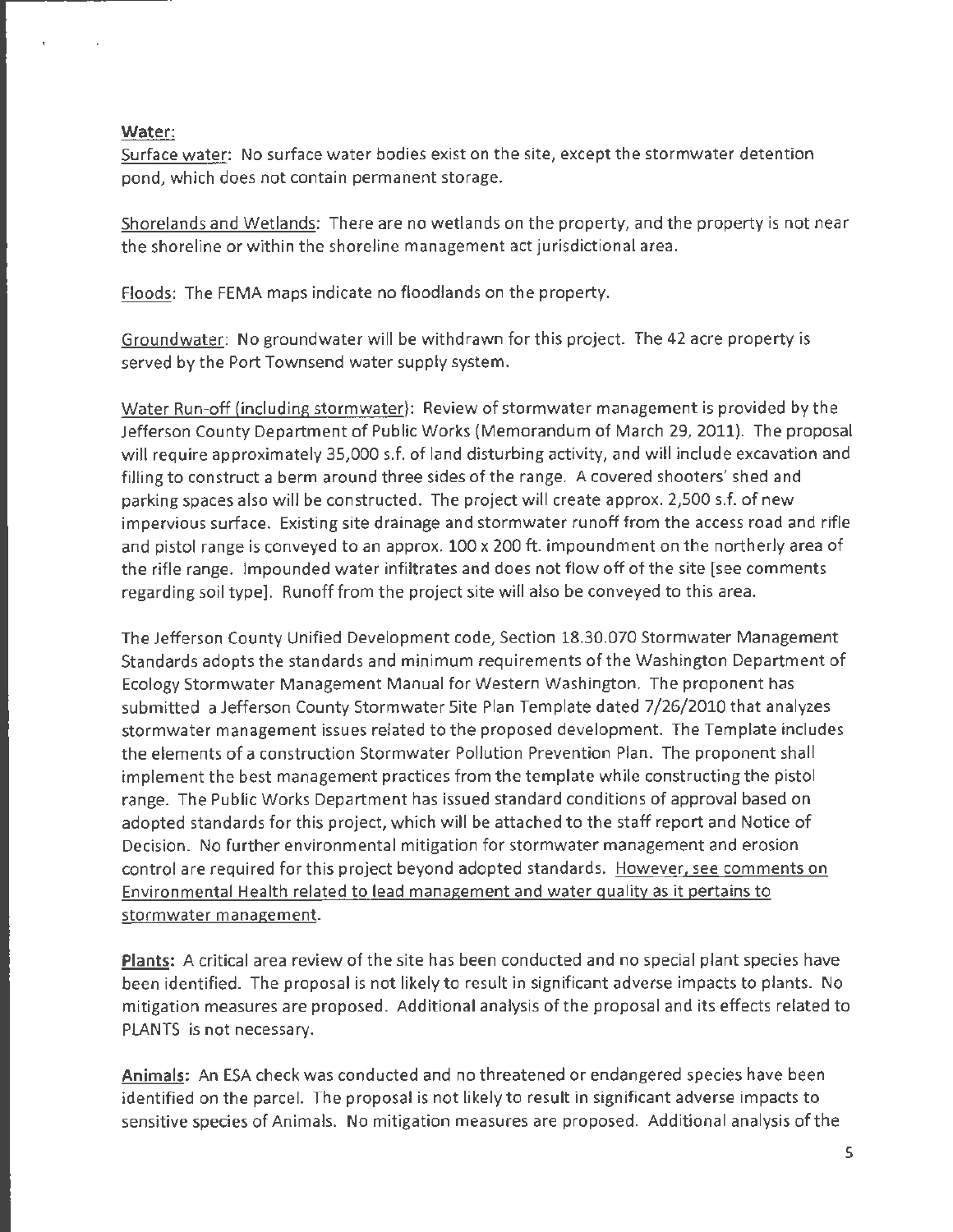**Water:**

Surface water: No surface water bodies exist on the site, except the stormwater detention pond, which does not contain permanent storage.

Shorelands and Wetlands: There are no wetlands on the property, and the property is not near the shoreline or within the shoreline management act jurisdictional area.

Floods: The FEMA maps indicate no floodlands on the property.

Groundwater: No groundwater will be withdrawn for this project. The 42 acre property is served by the Port Townsend water supply system.

Water Run-off (including stormwater): Review of stormwater management is provided by the Jefferson County Department of Public Works (Memorandum of March 29, 2011). The proposal will require approximately 35,000 s.f. of land disturbing activity, and will include excavation and filling to construct a berm around three sides of the range. A covered shooters' shed and parking spaces also will be constructed. The project will create approx. 2,500 s.f. of new impervious surface. Existing site drainage and stormwater runoff from the access road and rifle and pistol range is conveyed to an approx. 100 x 200 ft. impoundment on the northerly area of the rifle range. Impounded water infiltrates and does not flow off of the site [see comments regarding soil type]. Runoff from the project site will also be conveyed to this area.

The Jefferson County Unified Development code, Section 18.30.070 Stormwater Management Standards adopts the standards and minimum requirements of the Washington Department of Ecology Stormwater Management Manual for Western Washington. The proponent has submitted a Jefferson County Stormwater Site Plan Template dated 7/26/2010 that analyzes stormwater management issues related to the proposed development. The Template includes the elements of a construction Stormwater Pollution Prevention Plan. The proponent shall implement the best management practices from the template while constructing the pistol range. The Public Works Department has issued standard conditions of approval based on adopted standards for this project, which will be attached to the staff report and Notice of Decision. No further environmental mitigation for stormwater management and erosion control are required for this project beyond adopted standards. However, see comments on Environmental Health related to lead management and water quality as it pertains to stormwater management.

**Plants:** A critical area review of the site has been conducted and no special plant species have been identified. The proposal is not likely to result in significant adverse impacts to plants. No mitigation measures are proposed. Additional analysis of the proposal and its effects related to PLANTS is not necessary.

**Animals:** An ESA check was conducted and no threatened or endangered species have been identified on the parcel. The proposal is not likely to result in significant adverse impacts to sensitive species of Animals. No mitigation measures are proposed. Additional analysis of the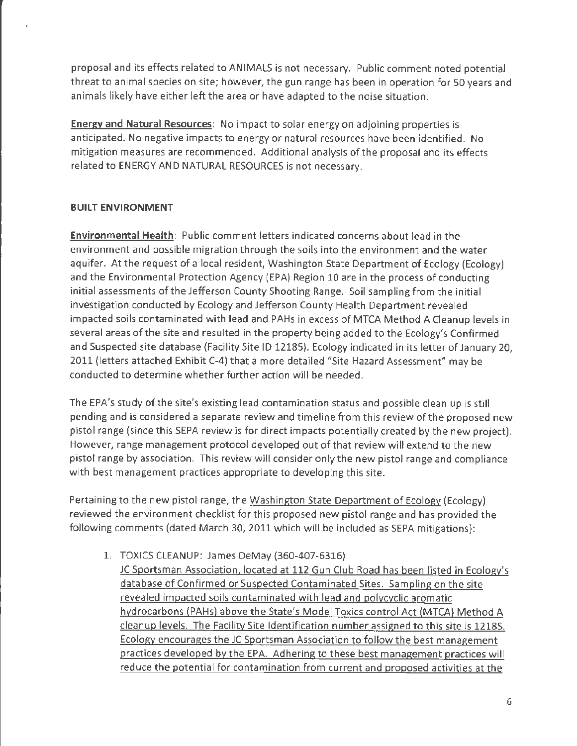proposal and its effects related to ANIMALS is not necessary. Public comment noted potential threat to animal species on site; however, the gun range has been in operation for 50 years and animals likely have either left the area or have adapted to the noise situation.

**Energy and Natural Resources**: No impact to solar energy on adjoining properties is anticipated. No negative impacts to energy or natural resources have been identified. No mitigation measures are recommended. Additional analysis of the proposal and its effects related to ENERGY AND NATURAL RESOURCES is not necessary.

**BUILT ENVIRONMENT**

**Environmental Health**: Public comment letters indicated concerns about lead in the environment and possible migration through the soils into the environment and the water aquifer. At the request of a local resident, Washington State Department of Ecology (Ecology) and the Environmental Protection Agency (EPA) Region 10 are in the process of conducting initial assessments of the Jefferson County Shooting Range. Soil sampling from the initial investigation conducted by Ecology and Jefferson County Health Department revealed impacted soils contaminated with lead and PAHs in excess of MTCA Method A Cleanup levels in several areas of the site and resulted in the property being added to the Ecology's Confirmed and Suspected site database (Facility Site ID 12185). Ecology indicated in its letter of January 20, 2011 (letters attached Exhibit C-4) that a more detailed "Site Hazard Assessment" may be conducted to determine whether further action will be needed.

The EPA's study of the site's existing lead contamination status and possible clean up is still pending and is considered a separate review and timeline from this review of the proposed new pistol range (since this SEPA review is for direct impacts potentially created by the new project). However, range management protocol developed out of that review will extend to the new pistol range by association. This review will consider only the new pistol range and compliance with best management practices appropriate to developing this site.

Pertaining to the new pistol range, the Washington State Department of Ecology (Ecology) reviewed the environment checklist for this proposed new pistol range and has provided the following comments (dated March 30, 2011 which will be included as SEPA mitigations):

1. TOXICS CLEANUP: James DeMay (360-407-6316)
   JC Sportsman Association, located at 112 Gun Club Road has been listed in Ecology's database of Confirmed or Suspected Contaminated Sites. Sampling on the site revealed impacted soils contaminated with lead and polycyclic aromatic hydrocarbons (PAHs) above the State's Model Toxics control Act (MTCA) Method A cleanup levels. The Facility Site Identification number assigned to this site is 12185. Ecology encourages the JC Sportsman Association to follow the best management practices developed by the EPA. Adhering to these best management practices will reduce the potential for contamination from current and proposed activities at the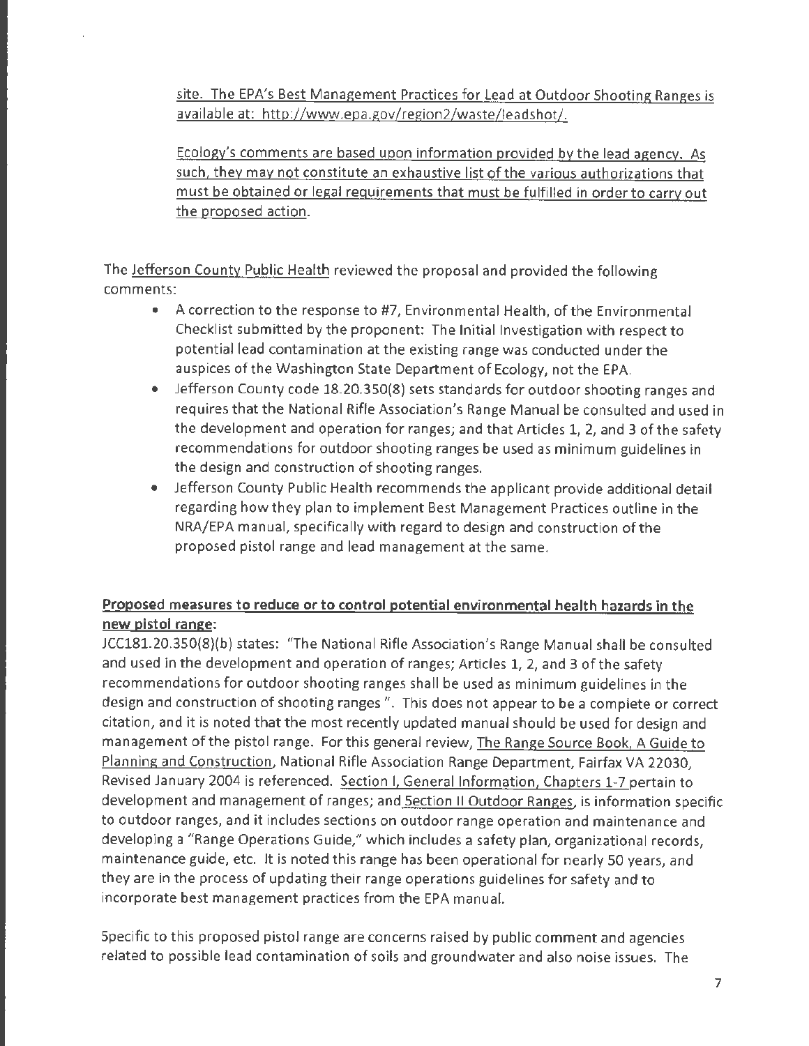site. The EPA's Best Management Practices for Lead at Outdoor Shooting Ranges is available at: http://www.epa.gov/region2/waste/leadshot/.

Ecology's comments are based upon information provided by the lead agency. As such, they may not constitute an exhaustive list of the various authorizations that must be obtained or legal requirements that must be fulfilled in order to carry out the proposed action.

The Jefferson County Public Health reviewed the proposal and provided the following comments:

- A correction to the response to #7, Environmental Health, of the Environmental Checklist submitted by the proponent: The Initial Investigation with respect to potential lead contamination at the existing range was conducted under the auspices of the Washington State Department of Ecology, not the EPA.
- Jefferson County code 18.20.350(8) sets standards for outdoor shooting ranges and requires that the National Rifle Association's Range Manual be consulted and used in the development and operation for ranges; and that Articles 1, 2, and 3 of the safety recommendations for outdoor shooting ranges be used as minimum guidelines in the design and construction of shooting ranges.
- Jefferson County Public Health recommends the applicant provide additional detail regarding how they plan to implement Best Management Practices outline in the NRA/EPA manual, specifically with regard to design and construction of the proposed pistol range and lead management at the same.

**Proposed measures to reduce or to control potential environmental health hazards in the new pistol range:**

JCC181.20.350(8)(b) states: "The National Rifle Association's Range Manual shall be consulted and used in the development and operation of ranges; Articles 1, 2, and 3 of the safety recommendations for outdoor shooting ranges shall be used as minimum guidelines in the design and construction of shooting ranges ". This does not appear to be a complete or correct citation, and it is noted that the most recently updated manual should be used for design and management of the pistol range. For this general review, The Range Source Book, A Guide to Planning and Construction, National Rifle Association Range Department, Fairfax VA 22030, Revised January 2004 is referenced. Section I, General Information, Chapters 1-7 pertain to development and management of ranges; and Section II Outdoor Ranges, is information specific to outdoor ranges, and it includes sections on outdoor range operation and maintenance and developing a "Range Operations Guide," which includes a safety plan, organizational records, maintenance guide, etc. It is noted this range has been operational for nearly 50 years, and they are in the process of updating their range operations guidelines for safety and to incorporate best management practices from the EPA manual.

Specific to this proposed pistol range are concerns raised by public comment and agencies related to possible lead contamination of soils and groundwater and also noise issues. The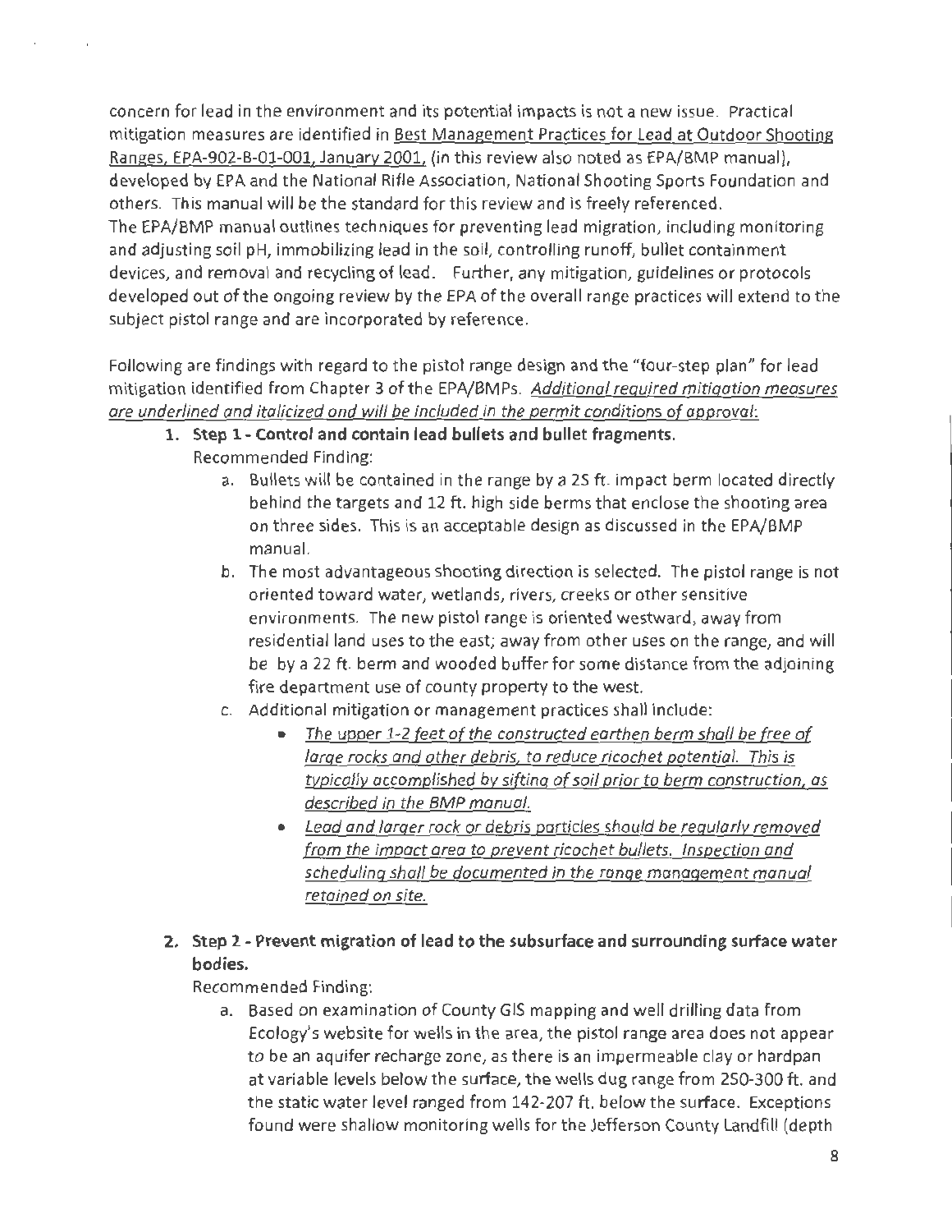concern for lead in the environment and its potential impacts is not a new issue. Practical mitigation measures are identified in Best Management Practices for Lead at Outdoor Shooting Ranges, EPA-902-B-01-001, January 2001, (in this review also noted as EPA/BMP manual), developed by EPA and the National Rifle Association, National Shooting Sports Foundation and others. This manual will be the standard for this review and is freely referenced.
The EPA/BMP manual outlines techniques for preventing lead migration, including monitoring and adjusting soil pH, immobilizing lead in the soil, controlling runoff, bullet containment devices, and removal and recycling of lead. Further, any mitigation, guidelines or protocols developed out of the ongoing review by the EPA of the overall range practices will extend to the subject pistol range and are incorporated by reference.

Following are findings with regard to the pistol range design and the "four-step plan" for lead mitigation identified from Chapter 3 of the EPA/BMPs. *Additional required mitigation measures are underlined and italicized and will be included in the permit conditions of approval:*

1. **Step 1 - Control and contain lead bullets and bullet fragments.**
   Recommended Finding:
   a. Bullets will be contained in the range by a 25 ft. impact berm located directly behind the targets and 12 ft. high side berms that enclose the shooting area on three sides. This is an acceptable design as discussed in the EPA/BMP manual.
   b. The most advantageous shooting direction is selected. The pistol range is not oriented toward water, wetlands, rivers, creeks or other sensitive environments. The new pistol range is oriented westward, away from residential land uses to the east; away from other uses on the range, and will be by a 22 ft. berm and wooded buffer for some distance from the adjoining fire department use of county property to the west.
   c. Additional mitigation or management practices shall include:
      - *The upper 1-2 feet of the constructed earthen berm shall be free of large rocks and other debris, to reduce ricochet potential. This is typically accomplished by sifting of soil prior to berm construction, as described in the BMP manual.*
      - *Lead and larger rock or debris particles should be regularly removed from the impact area to prevent ricochet bullets. Inspection and scheduling shall be documented in the range management manual retained on site.*

2. **Step 2 - Prevent migration of lead to the subsurface and surrounding surface water bodies.**
   Recommended Finding:
   a. Based on examination of County GIS mapping and well drilling data from Ecology's website for wells in the area, the pistol range area does not appear to be an aquifer recharge zone, as there is an impermeable clay or hardpan at variable levels below the surface, the wells dug range from 250-300 ft. and the static water level ranged from 142-207 ft. below the surface. Exceptions found were shallow monitoring wells for the Jefferson County Landfill (depth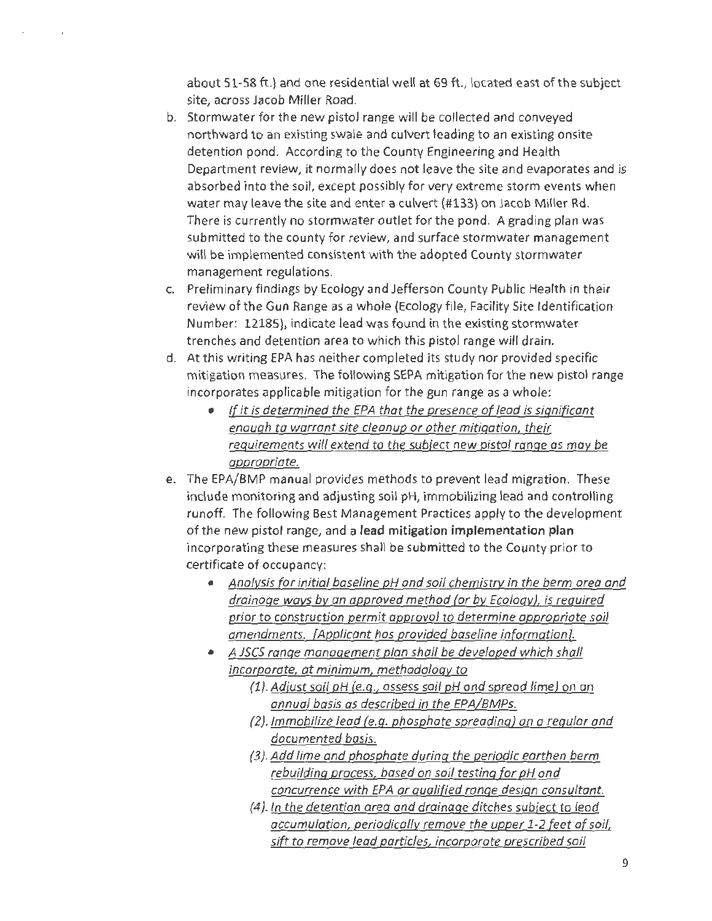about 51-58 ft.) and one residential well at 69 ft., located east of the subject site, across Jacob Miller Road.

b. Stormwater for the new pistol range will be collected and conveyed northward to an existing swale and culvert leading to an existing onsite detention pond. According to the County Engineering and Health Department review, it normally does not leave the site and evaporates and is absorbed into the soil, except possibly for very extreme storm events when water may leave the site and enter a culvert (#133) on Jacob Miller Rd. There is currently no stormwater outlet for the pond. A grading plan was submitted to the county for review, and surface stormwater management will be implemented consistent with the adopted County stormwater management regulations.

c. Preliminary findings by Ecology and Jefferson County Public Health in their review of the Gun Range as a whole (Ecology file, Facility Site Identification Number: 12185), indicate lead was found in the existing stormwater trenches and detention area to which this pistol range will drain.

d. At this writing EPA has neither completed its study nor provided specific mitigation measures. The following SEPA mitigation for the new pistol range incorporates applicable mitigation for the gun range as a whole:
   - *If it is determined the EPA that the presence of lead is significant enough to warrant site cleanup or other mitigation, their requirements will extend to the subject new pistol range as may be appropriate.*

e. The EPA/BMP manual provides methods to prevent lead migration. These include monitoring and adjusting soil pH, immobilizing lead and controlling runoff. The following Best Management Practices apply to the development of the new pistol range, and a **lead mitigation implementation plan** incorporating these measures shall be submitted to the County prior to certificate of occupancy:
   - *Analysis for initial baseline pH and soil chemistry in the berm area and drainage ways by an approved method (or by Ecology), is required prior to construction permit approval to determine appropriate soil amendments. [Applicant has provided baseline information].*
   - *A JSCS range management plan shall be developed which shall incorporate, at minimum, methodology to*
     - *(1). Adjust soil pH (e.g., assess soil pH and spread lime) on an annual basis as described in the EPA/BMPs.*
     - *(2). Immobilize lead (e.g. phosphate spreading) on a regular and documented basis.*
     - *(3). Add lime and phosphate during the periodic earthen berm rebuilding process, based on soil testing for pH and concurrence with EPA or qualified range design consultant.*
     - *(4). In the detention area and drainage ditches subject to lead accumulation, periodically remove the upper 1-2 feet of soil, sift to remove lead particles, incorporate prescribed soil*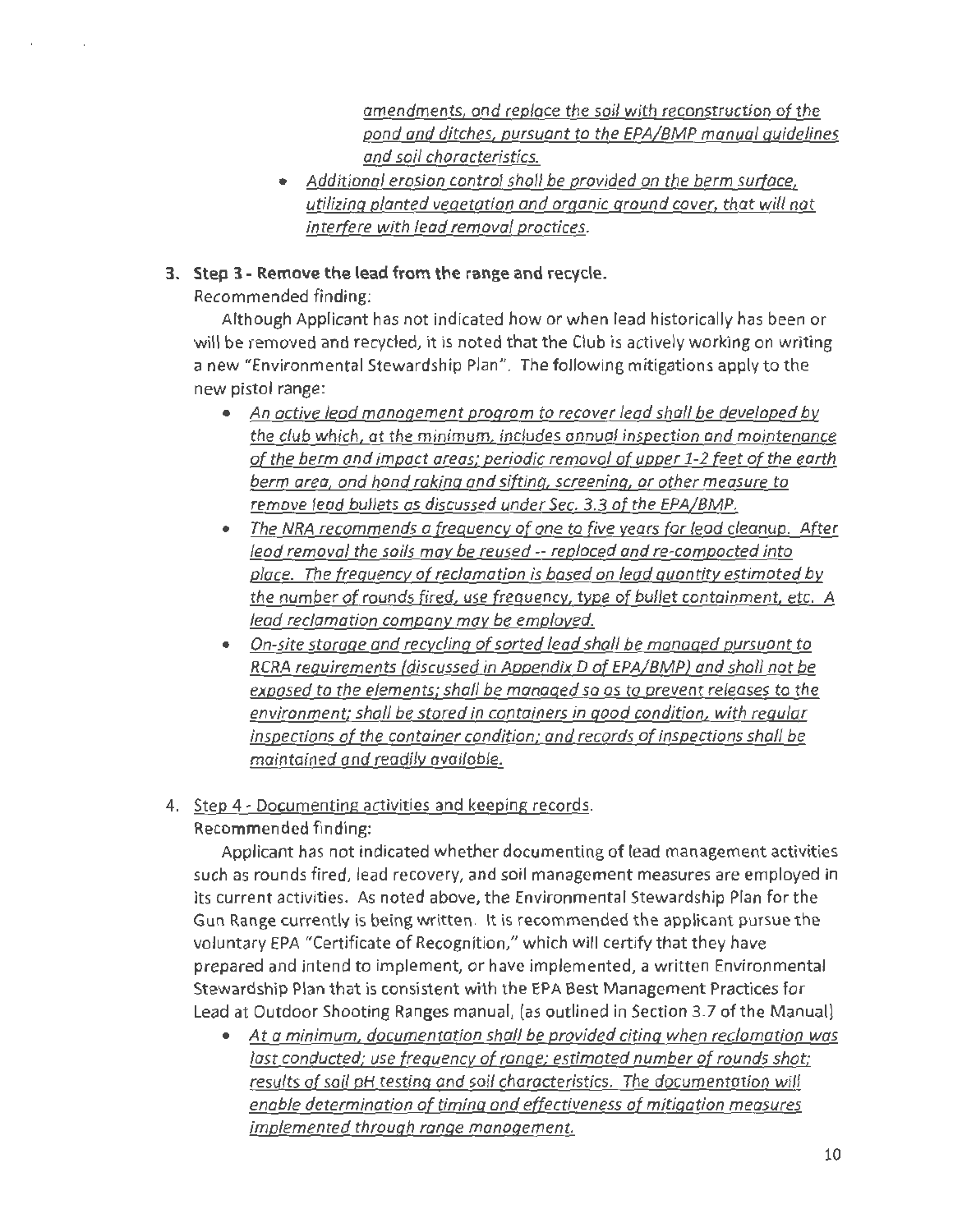_amendments, and replace the soil with reconstruction of the pond and ditches, pursuant to the EPA/BMP manual guidelines and soil characteristics._

- _Additional erosion control shall be provided on the berm surface, utilizing planted vegetation and organic ground cover, that will not interfere with lead removal practices._

3. **Step 3 - Remove the lead from the range and recycle.**

   Recommended finding:

   Although Applicant has not indicated how or when lead historically has been or will be removed and recycled, it is noted that the Club is actively working on writing a new "Environmental Stewardship Plan". The following mitigations apply to the new pistol range:

   - _An active lead management program to recover lead shall be developed by the club which, at the minimum, includes annual inspection and maintenance of the berm and impact areas; periodic removal of upper 1-2 feet of the earth berm area, and hand raking and sifting, screening, or other measure to remove lead bullets as discussed under Sec. 3.3 of the EPA/BMP._
   - _The NRA recommends a frequency of one to five years for lead cleanup. After lead removal the soils may be reused -- replaced and re-compacted into place. The frequency of reclamation is based on lead quantity estimated by the number of rounds fired, use frequency, type of bullet containment, etc. A lead reclamation company may be employed._
   - _On-site storage and recycling of sorted lead shall be managed pursuant to RCRA requirements (discussed in Appendix D of EPA/BMP) and shall not be exposed to the elements; shall be managed so as to prevent releases to the environment; shall be stored in containers in good condition, with regular inspections of the container condition; and records of inspections shall be maintained and readily available._

4. Step 4 - Documenting activities and keeping records.

   Recommended finding:

   Applicant has not indicated whether documenting of lead management activities such as rounds fired, lead recovery, and soil management measures are employed in its current activities. As noted above, the Environmental Stewardship Plan for the Gun Range currently is being written. It is recommended the applicant pursue the voluntary EPA "Certificate of Recognition," which will certify that they have prepared and intend to implement, or have implemented, a written Environmental Stewardship Plan that is consistent with the EPA Best Management Practices for Lead at Outdoor Shooting Ranges manual, (as outlined in Section 3.7 of the Manual)

   - _At a minimum, documentation shall be provided citing when reclamation was last conducted; use frequency of range; estimated number of rounds shot; results of soil pH testing and soil characteristics. The documentation will enable determination of timing and effectiveness of mitigation measures implemented through range management._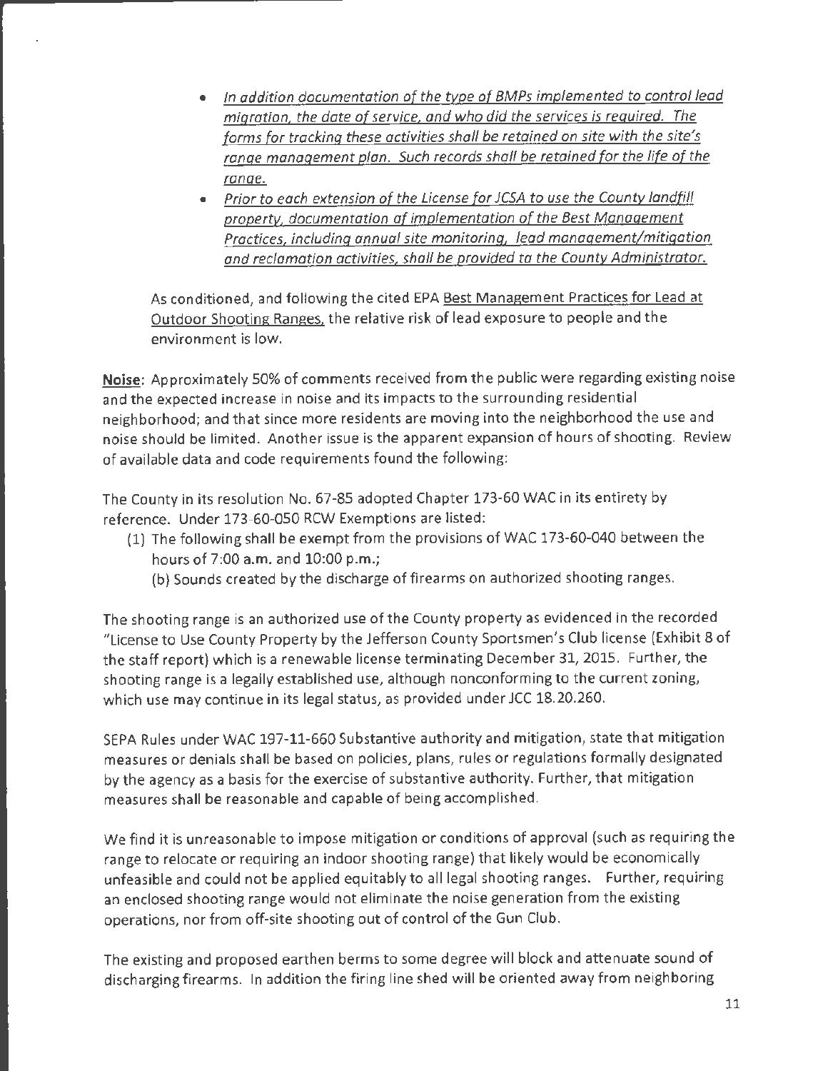- *In addition documentation of the type of BMPs implemented to control lead migration, the date of service, and who did the services is required. The forms for tracking these activities shall be retained on site with the site's range management plan. Such records shall be retained for the life of the range.*
- *Prior to each extension of the License for JCSA to use the County landfill property, documentation of implementation of the Best Management Practices, including annual site monitoring, lead management/mitigation and reclamation activities, shall be provided to the County Administrator.*

As conditioned, and following the cited EPA Best Management Practices for Lead at Outdoor Shooting Ranges, the relative risk of lead exposure to people and the environment is low.

**Noise**: Approximately 50% of comments received from the public were regarding existing noise and the expected increase in noise and its impacts to the surrounding residential neighborhood; and that since more residents are moving into the neighborhood the use and noise should be limited. Another issue is the apparent expansion of hours of shooting. Review of available data and code requirements found the following:

The County in its resolution No. 67-85 adopted Chapter 173-60 WAC in its entirety by reference. Under 173-60-050 RCW Exemptions are listed:

(1) The following shall be exempt from the provisions of WAC 173-60-040 between the hours of 7:00 a.m. and 10:00 p.m.;

(b) Sounds created by the discharge of firearms on authorized shooting ranges.

The shooting range is an authorized use of the County property as evidenced in the recorded "License to Use County Property by the Jefferson County Sportsmen's Club license (Exhibit 8 of the staff report) which is a renewable license terminating December 31, 2015. Further, the shooting range is a legally established use, although nonconforming to the current zoning, which use may continue in its legal status, as provided under JCC 18.20.260.

SEPA Rules under WAC 197-11-660 Substantive authority and mitigation, state that mitigation measures or denials shall be based on policies, plans, rules or regulations formally designated by the agency as a basis for the exercise of substantive authority. Further, that mitigation measures shall be reasonable and capable of being accomplished.

We find it is unreasonable to impose mitigation or conditions of approval (such as requiring the range to relocate or requiring an indoor shooting range) that likely would be economically unfeasible and could not be applied equitably to all legal shooting ranges. Further, requiring an enclosed shooting range would not eliminate the noise generation from the existing operations, nor from off-site shooting out of control of the Gun Club.

The existing and proposed earthen berms to some degree will block and attenuate sound of discharging firearms. In addition the firing line shed will be oriented away from neighboring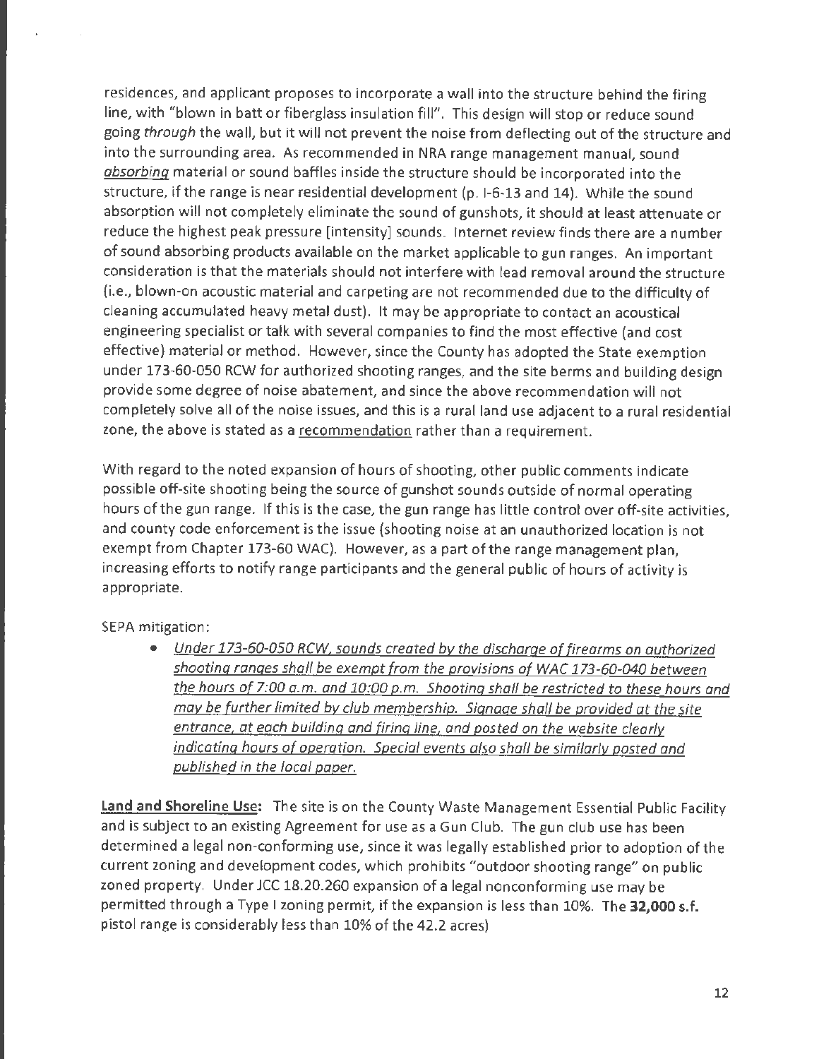residences, and applicant proposes to incorporate a wall into the structure behind the firing line, with "blown in batt or fiberglass insulation fill". This design will stop or reduce sound going *through* the wall, but it will not prevent the noise from deflecting out of the structure and into the surrounding area. As recommended in NRA range management manual, sound *absorbing* material or sound baffles inside the structure should be incorporated into the structure, if the range is near residential development (p. I-6-13 and 14). While the sound absorption will not completely eliminate the sound of gunshots, it should at least attenuate or reduce the highest peak pressure [intensity] sounds. Internet review finds there are a number of sound absorbing products available on the market applicable to gun ranges. An important consideration is that the materials should not interfere with lead removal around the structure (i.e., blown-on acoustic material and carpeting are not recommended due to the difficulty of cleaning accumulated heavy metal dust). It may be appropriate to contact an acoustical engineering specialist or talk with several companies to find the most effective (and cost effective) material or method. However, since the County has adopted the State exemption under 173-60-050 RCW for authorized shooting ranges, and the site berms and building design provide some degree of noise abatement, and since the above recommendation will not completely solve all of the noise issues, and this is a rural land use adjacent to a rural residential zone, the above is stated as a recommendation rather than a requirement.

With regard to the noted expansion of hours of shooting, other public comments indicate possible off-site shooting being the source of gunshot sounds outside of normal operating hours of the gun range. If this is the case, the gun range has little control over off-site activities, and county code enforcement is the issue (shooting noise at an unauthorized location is not exempt from Chapter 173-60 WAC). However, as a part of the range management plan, increasing efforts to notify range participants and the general public of hours of activity is appropriate.

SEPA mitigation:

- *Under 173-60-050 RCW, sounds created by the discharge of firearms on authorized shooting ranges shall be exempt from the provisions of WAC 173-60-040 between the hours of 7:00 a.m. and 10:00 p.m. Shooting shall be restricted to these hours and may be further limited by club membership. Signage shall be provided at the site entrance, at each building and firing line, and posted on the website clearly indicating hours of operation. Special events also shall be similarly posted and published in the local paper.*

**Land and Shoreline Use:** The site is on the County Waste Management Essential Public Facility and is subject to an existing Agreement for use as a Gun Club. The gun club use has been determined a legal non-conforming use, since it was legally established prior to adoption of the current zoning and development codes, which prohibits "outdoor shooting range" on public zoned property. Under JCC 18.20.260 expansion of a legal nonconforming use may be permitted through a Type I zoning permit, if the expansion is less than 10%. The **32,000 s.f.** pistol range is considerably less than 10% of the 42.2 acres)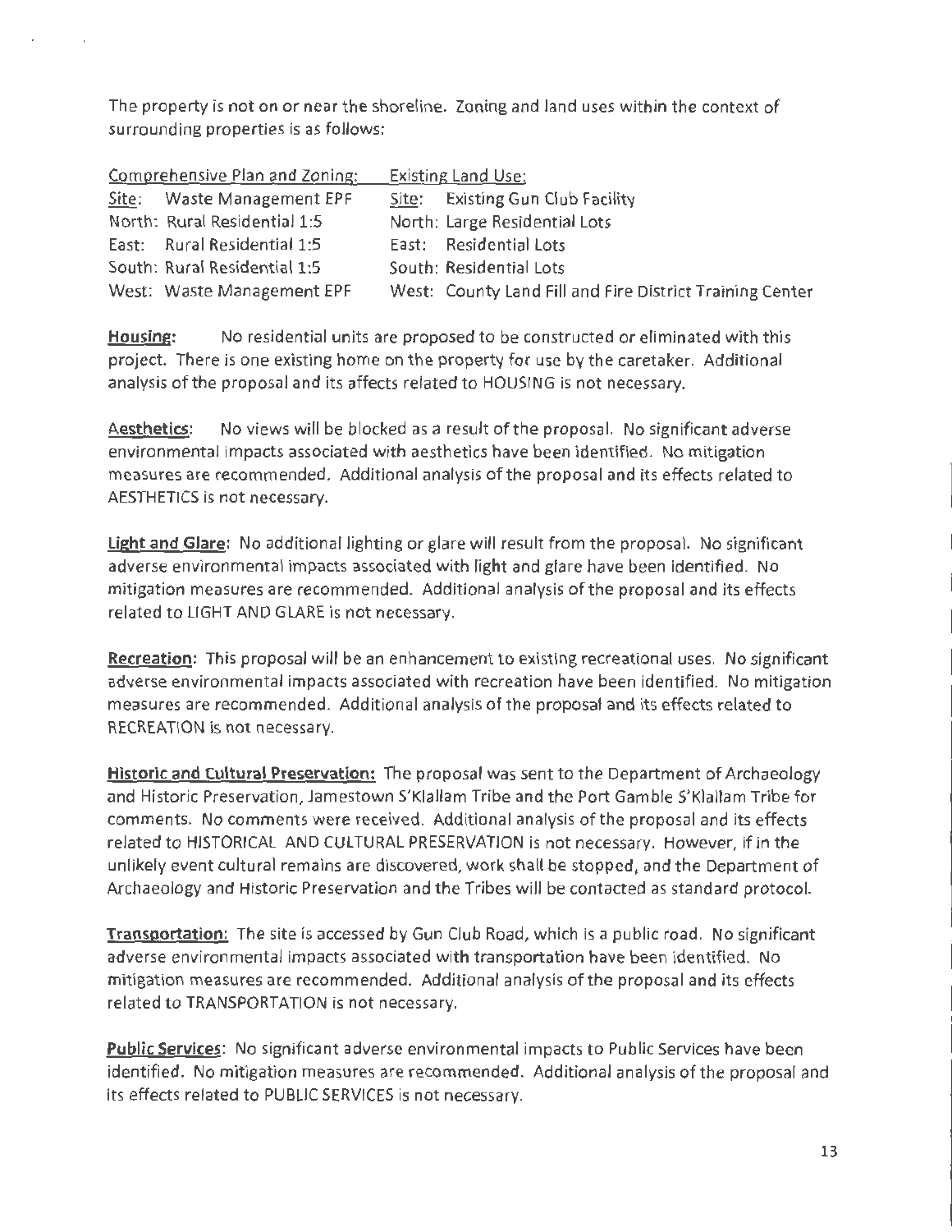The property is not on or near the shoreline. Zoning and land uses within the context of surrounding properties is as follows:

| Comprehensive Plan and Zoning: | Existing Land Use: |
| --- | --- |
| Site: Waste Management EPF | Site: Existing Gun Club Facility |
| North: Rural Residential 1:5 | North: Large Residential Lots |
| East: Rural Residential 1:5 | East: Residential Lots |
| South: Rural Residential 1:5 | South: Residential Lots |
| West: Waste Management EPF | West: County Land Fill and Fire District Training Center |

**Housing:** No residential units are proposed to be constructed or eliminated with this project. There is one existing home on the property for use by the caretaker. Additional analysis of the proposal and its affects related to HOUSING is not necessary.

**Aesthetics**: No views will be blocked as a result of the proposal. No significant adverse environmental impacts associated with aesthetics have been identified. No mitigation measures are recommended. Additional analysis of the proposal and its effects related to AESTHETICS is not necessary.

**Light and Glare**: No additional lighting or glare will result from the proposal. No significant adverse environmental impacts associated with light and glare have been identified. No mitigation measures are recommended. Additional analysis of the proposal and its effects related to LIGHT AND GLARE is not necessary.

**Recreation**: This proposal will be an enhancement to existing recreational uses. No significant adverse environmental impacts associated with recreation have been identified. No mitigation measures are recommended. Additional analysis of the proposal and its effects related to RECREATION is not necessary.

**Historic and Cultural Preservation:** The proposal was sent to the Department of Archaeology and Historic Preservation, Jamestown S'Klallam Tribe and the Port Gamble S'Klallam Tribe for comments. No comments were received. Additional analysis of the proposal and its effects related to HISTORICAL AND CULTURAL PRESERVATION is not necessary. However, if in the unlikely event cultural remains are discovered, work shall be stopped, and the Department of Archaeology and Historic Preservation and the Tribes will be contacted as standard protocol.

**Transportation:** The site is accessed by Gun Club Road, which is a public road. No significant adverse environmental impacts associated with transportation have been identified. No mitigation measures are recommended. Additional analysis of the proposal and its effects related to TRANSPORTATION is not necessary.

**Public Services**: No significant adverse environmental impacts to Public Services have been identified. No mitigation measures are recommended. Additional analysis of the proposal and its effects related to PUBLIC SERVICES is not necessary.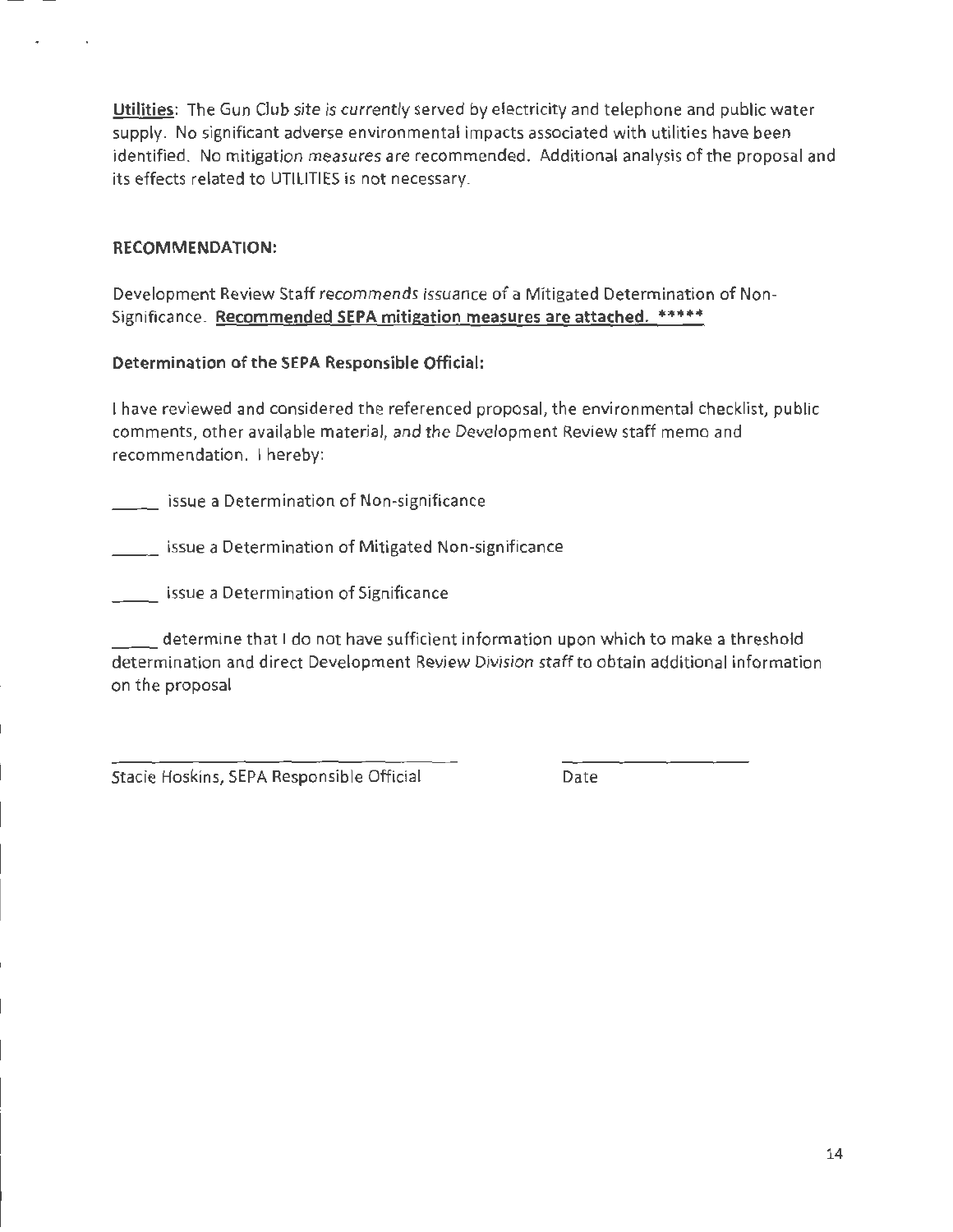**Utilities**: The Gun Club site is currently served by electricity and telephone and public water supply. No significant adverse environmental impacts associated with utilities have been identified. No mitigation measures are recommended. Additional analysis of the proposal and its effects related to UTILITIES is not necessary.

**RECOMMENDATION:**

Development Review Staff recommends issuance of a Mitigated Determination of Non-Significance. **Recommended SEPA mitigation measures are attached. *****

**Determination of the SEPA Responsible Official:**

I have reviewed and considered the referenced proposal, the environmental checklist, public comments, other available material, and the Development Review staff memo and recommendation. I hereby:

_____ issue a Determination of Non-significance

_____ issue a Determination of Mitigated Non-significance

_____ issue a Determination of Significance

_____ determine that I do not have sufficient information upon which to make a threshold determination and direct Development Review Division staff to obtain additional information on the proposal

_________________________________________ _____________________

Stacie Hoskins, SEPA Responsible Official Date